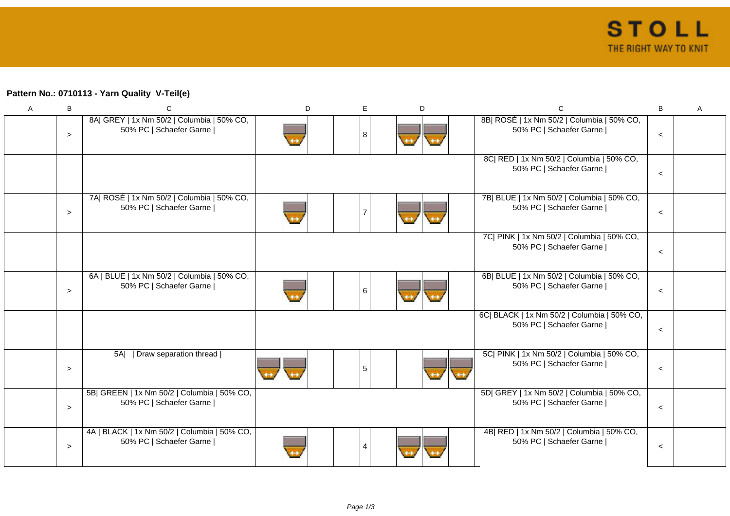**Pattern No.: 0710113 - Yarn Quality V-Teil(e)**

| A | B | C | D | E | D | C | B | A |
|---|---|---|---|---|---|---|---|---|
| | > | 8A\| GREY \| 1x Nm 50/2 \| Columbia \| 50% CO, 50% PC \| Schaefer Garne \| | | 8 | | 8B\| ROSÉ \| 1x Nm 50/2 \| Columbia \| 50% CO, 50% PC \| Schaefer Garne \| | < | |
| | | | | | | 8C\| RED \| 1x Nm 50/2 \| Columbia \| 50% CO, 50% PC \| Schaefer Garne \| | < | |
| | > | 7A\| ROSÉ \| 1x Nm 50/2 \| Columbia \| 50% CO, 50% PC \| Schaefer Garne \| | | 7 | | 7B\| BLUE \| 1x Nm 50/2 \| Columbia \| 50% CO, 50% PC \| Schaefer Garne \| | < | |
| | | | | | | 7C\| PINK \| 1x Nm 50/2 \| Columbia \| 50% CO, 50% PC \| Schaefer Garne \| | < | |
| | > | 6A \| BLUE \| 1x Nm 50/2 \| Columbia \| 50% CO, 50% PC \| Schaefer Garne \| | | 6 | | 6B\| BLUE \| 1x Nm 50/2 \| Columbia \| 50% CO, 50% PC \| Schaefer Garne \| | < | |
| | | | | | | 6C\| BLACK \| 1x Nm 50/2 \| Columbia \| 50% CO, 50% PC \| Schaefer Garne \| | < | |
| | > | 5A\| \| Draw separation thread \| | | 5 | | 5C\| PINK \| 1x Nm 50/2 \| Columbia \| 50% CO, 50% PC \| Schaefer Garne \| | < | |
| | > | 5B\| GREEN \| 1x Nm 50/2 \| Columbia \| 50% CO, 50% PC \| Schaefer Garne \| | | | | 5D\| GREY \| 1x Nm 50/2 \| Columbia \| 50% CO, 50% PC \| Schaefer Garne \| | < | |
| | > | 4A \| BLACK \| 1x Nm 50/2 \| Columbia \| 50% CO, 50% PC \| Schaefer Garne \| | | 4 | | 4B\| RED \| 1x Nm 50/2 \| Columbia \| 50% CO, 50% PC \| Schaefer Garne \| | < | |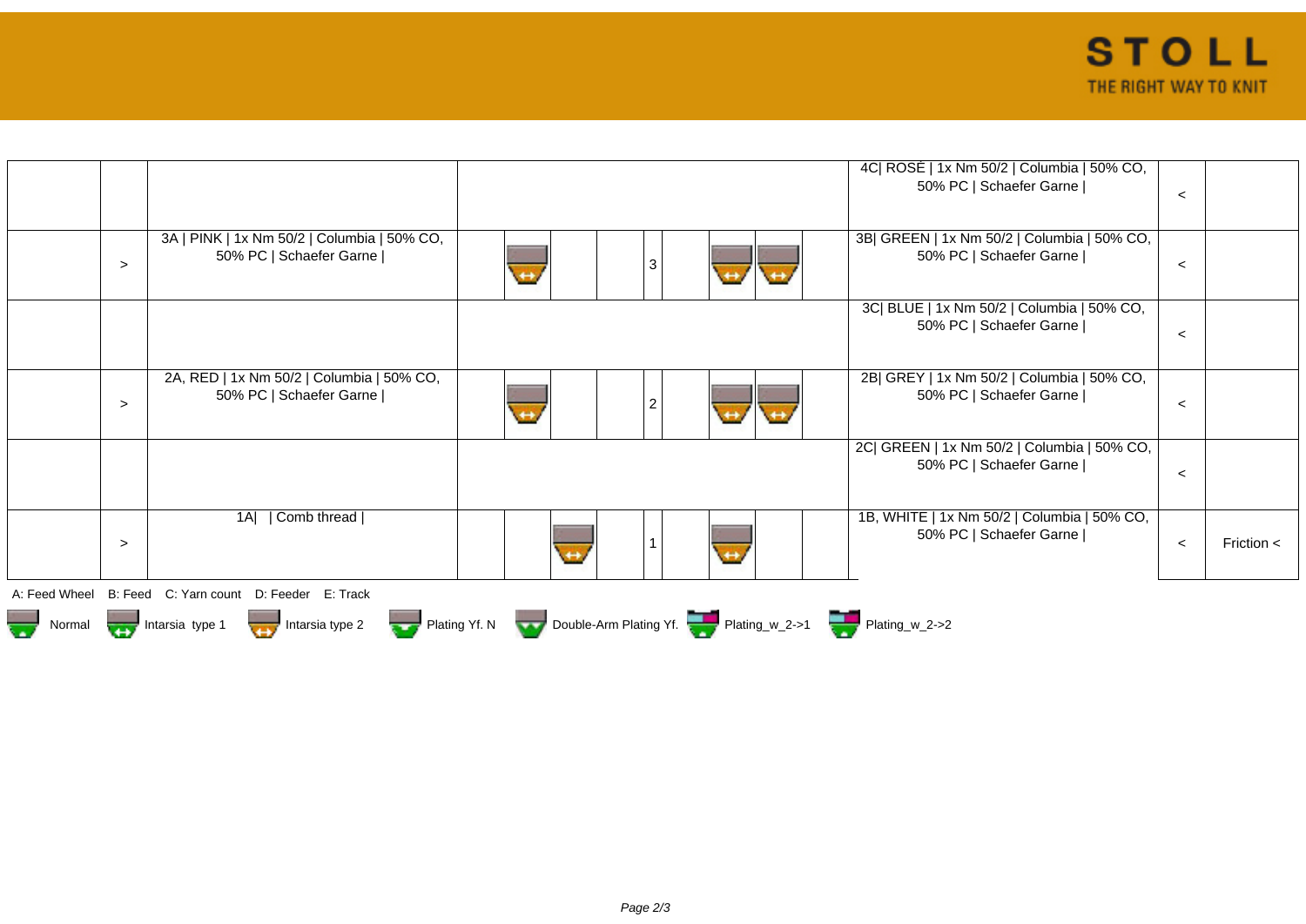| | | | | | | | | | | | | | |
|---|---|---|---|---|---|---|---|---|---|---|---|---|---|
| | | | | | | | | | | | 4C\| ROSÉ \| 1x Nm 50/2 \| Columbia \| 50% CO, 50% PC \| Schaefer Garne \| | < | |
| | > | 3A \| PINK \| 1x Nm 50/2 \| Columbia \| 50% CO, 50% PC \| Schaefer Garne \| | | | | | 3 | | | | 3B\| GREEN \| 1x Nm 50/2 \| Columbia \| 50% CO, 50% PC \| Schaefer Garne \| | < | |
| | | | | | | | | | | | 3C\| BLUE \| 1x Nm 50/2 \| Columbia \| 50% CO, 50% PC \| Schaefer Garne \| | < | |
| | > | 2A, RED \| 1x Nm 50/2 \| Columbia \| 50% CO, 50% PC \| Schaefer Garne \| | | | | | 2 | | | | 2B\| GREY \| 1x Nm 50/2 \| Columbia \| 50% CO, 50% PC \| Schaefer Garne \| | < | |
| | | | | | | | | | | | 2C\| GREEN \| 1x Nm 50/2 \| Columbia \| 50% CO, 50% PC \| Schaefer Garne \| | < | |
| | > | 1A\| \| Comb thread \| | | | | | 1 | | | | 1B, WHITE \| 1x Nm 50/2 \| Columbia \| 50% CO, 50% PC \| Schaefer Garne \| | < | Friction < |

A: Feed Wheel B: Feed C: Yarn count D: Feeder E: Track

Normal Intarsia type 1 Intarsia type 2 Plating Yf. N Double-Arm Plating Yf. Plating_w_2->1 Plating_w_2->2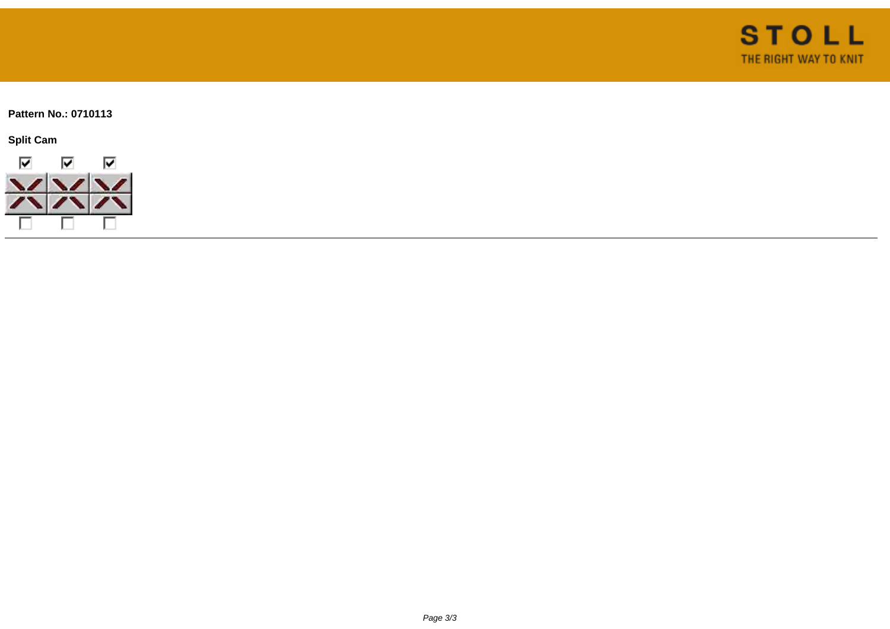**Pattern No.: 0710113**

**Split Cam**